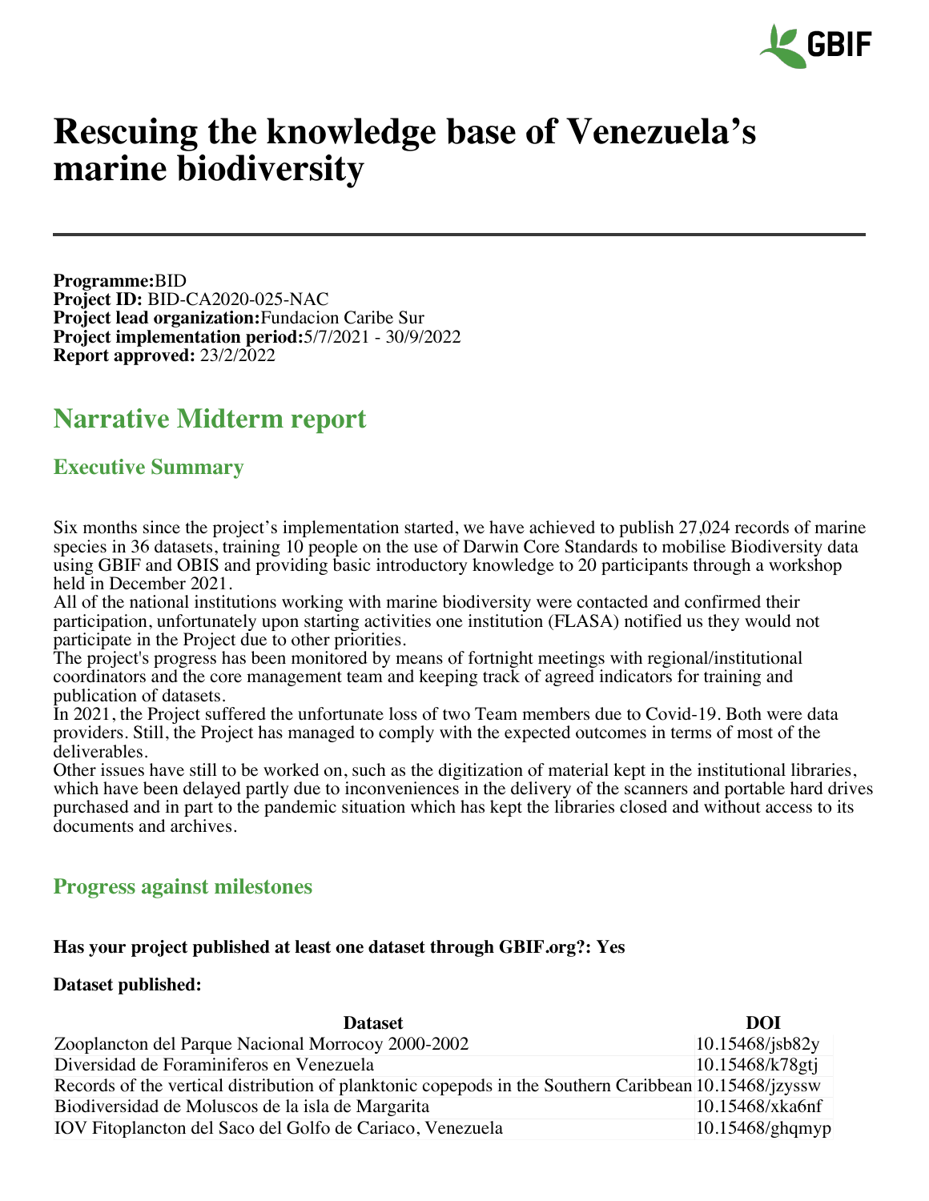# Rescuing the knowledge base of Venezuela's marine biodiversity

**Programme:** BID
**Project ID:** BID-CA2020-025-NAC
**Project lead organization:** Fundacion Caribe Sur
**Project implementation period:** 5/7/2021 - 30/9/2022
**Report approved:** 23/2/2022

## Narrative Midterm report

### Executive Summary

Six months since the project's implementation started, we have achieved to publish 27,024 records of marine species in 36 datasets, training 10 people on the use of Darwin Core Standards to mobilise Biodiversity data using GBIF and OBIS and providing basic introductory knowledge to 20 participants through a workshop held in December 2021.
All of the national institutions working with marine biodiversity were contacted and confirmed their participation, unfortunately upon starting activities one institution (FLASA) notified us they would not participate in the Project due to other priorities.
The project's progress has been monitored by means of fortnight meetings with regional/institutional coordinators and the core management team and keeping track of agreed indicators for training and publication of datasets.
In 2021, the Project suffered the unfortunate loss of two Team members due to Covid-19. Both were data providers. Still, the Project has managed to comply with the expected outcomes in terms of most of the deliverables.
Other issues have still to be worked on, such as the digitization of material kept in the institutional libraries, which have been delayed partly due to inconveniences in the delivery of the scanners and portable hard drives purchased and in part to the pandemic situation which has kept the libraries closed and without access to its documents and archives.

### Progress against milestones

**Has your project published at least one dataset through GBIF.org?: Yes**

**Dataset published:**

| Dataset | DOI |
|---|---|
| Zooplancton del Parque Nacional Morrocoy 2000-2002 | 10.15468/jsb82y |
| Diversidad de Foraminiferos en Venezuela | 10.15468/k78gtj |
| Records of the vertical distribution of planktonic copepods in the Southern Caribbean | 10.15468/jzyssw |
| Biodiversidad de Moluscos de la isla de Margarita | 10.15468/xka6nf |
| IOV Fitoplancton del Saco del Golfo de Cariaco, Venezuela | 10.15468/ghqmyp |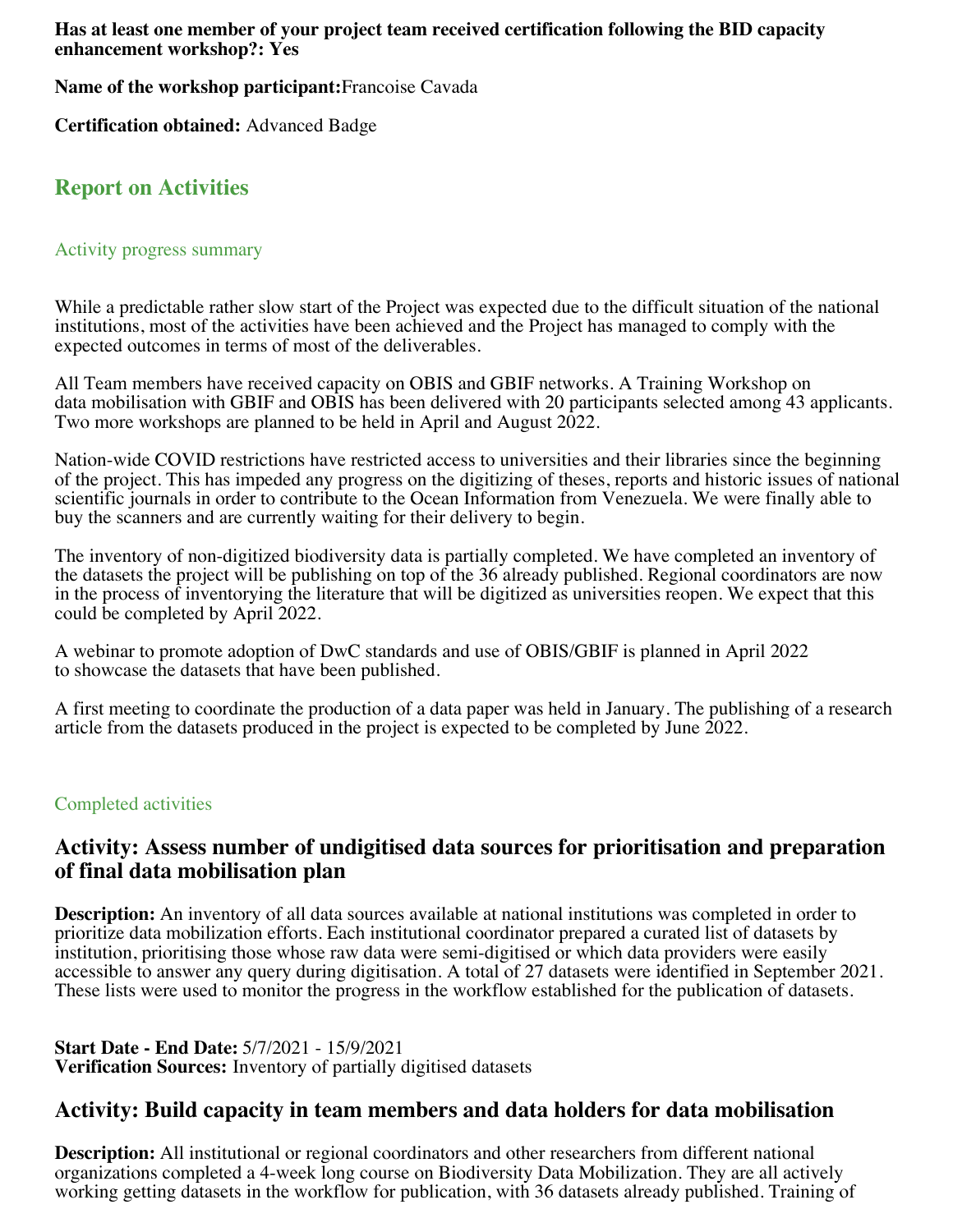**Has at least one member of your project team received certification following the BID capacity enhancement workshop?: Yes**

**Name of the workshop participant:** Francoise Cavada

**Certification obtained:** Advanced Badge

## Report on Activities

### Activity progress summary

While a predictable rather slow start of the Project was expected due to the difficult situation of the national institutions, most of the activities have been achieved and the Project has managed to comply with the expected outcomes in terms of most of the deliverables.

All Team members have received capacity on OBIS and GBIF networks. A Training Workshop on data mobilisation with GBIF and OBIS has been delivered with 20 participants selected among 43 applicants. Two more workshops are planned to be held in April and August 2022.

Nation-wide COVID restrictions have restricted access to universities and their libraries since the beginning of the project. This has impeded any progress on the digitizing of theses, reports and historic issues of national scientific journals in order to contribute to the Ocean Information from Venezuela. We were finally able to buy the scanners and are currently waiting for their delivery to begin.

The inventory of non-digitized biodiversity data is partially completed. We have completed an inventory of the datasets the project will be publishing on top of the 36 already published. Regional coordinators are now in the process of inventorying the literature that will be digitized as universities reopen. We expect that this could be completed by April 2022.

A webinar to promote adoption of DwC standards and use of OBIS/GBIF is planned in April 2022 to showcase the datasets that have been published.

A first meeting to coordinate the production of a data paper was held in January. The publishing of a research article from the datasets produced in the project is expected to be completed by June 2022.

### Completed activities

## Activity: Assess number of undigitised data sources for prioritisation and preparation of final data mobilisation plan

**Description:** An inventory of all data sources available at national institutions was completed in order to prioritize data mobilization efforts. Each institutional coordinator prepared a curated list of datasets by institution, prioritising those whose raw data were semi-digitised or which data providers were easily accessible to answer any query during digitisation. A total of 27 datasets were identified in September 2021. These lists were used to monitor the progress in the workflow established for the publication of datasets.

**Start Date - End Date:** 5/7/2021 - 15/9/2021
**Verification Sources:** Inventory of partially digitised datasets

## Activity: Build capacity in team members and data holders for data mobilisation

**Description:** All institutional or regional coordinators and other researchers from different national organizations completed a 4-week long course on Biodiversity Data Mobilization. They are all actively working getting datasets in the workflow for publication, with 36 datasets already published. Training of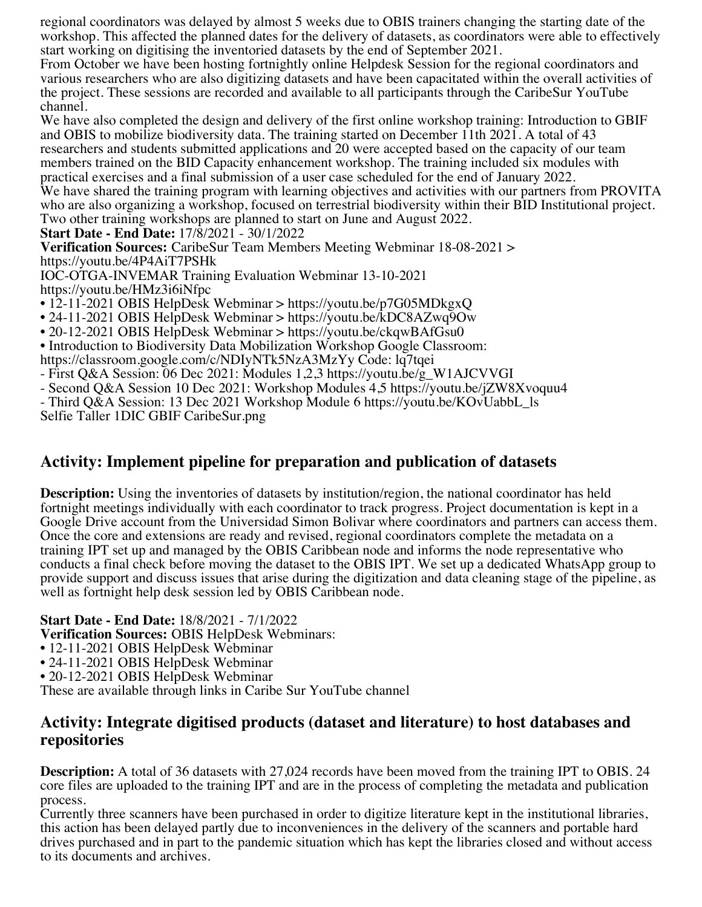regional coordinators was delayed by almost 5 weeks due to OBIS trainers changing the starting date of the workshop. This affected the planned dates for the delivery of datasets, as coordinators were able to effectively start working on digitising the inventoried datasets by the end of September 2021.
From October we have been hosting fortnightly online Helpdesk Session for the regional coordinators and various researchers who are also digitizing datasets and have been capacitated within the overall activities of the project. These sessions are recorded and available to all participants through the CaribeSur YouTube channel.
We have also completed the design and delivery of the first online workshop training: Introduction to GBIF and OBIS to mobilize biodiversity data. The training started on December 11th 2021. A total of 43 researchers and students submitted applications and 20 were accepted based on the capacity of our team members trained on the BID Capacity enhancement workshop. The training included six modules with practical exercises and a final submission of a user case scheduled for the end of January 2022.
We have shared the training program with learning objectives and activities with our partners from PROVITA who are also organizing a workshop, focused on terrestrial biodiversity within their BID Institutional project. Two other training workshops are planned to start on June and August 2022.
**Start Date - End Date:** 17/8/2021 - 30/1/2022
**Verification Sources:** CaribeSur Team Members Meeting Webminar 18-08-2021 > https://youtu.be/4P4AiT7PSHk
IOC-OTGA-INVEMAR Training Evaluation Webminar 13-10-2021
https://youtu.be/HMz3i6iNfpc
• 12-11-2021 OBIS HelpDesk Webminar > https://youtu.be/p7G05MDkgxQ
• 24-11-2021 OBIS HelpDesk Webminar > https://youtu.be/kDC8AZwq9Ow
• 20-12-2021 OBIS HelpDesk Webminar > https://youtu.be/ckqwBAfGsu0
• Introduction to Biodiversity Data Mobilization Workshop Google Classroom:
https://classroom.google.com/c/NDIyNTk5NzA3MzYy Code: lq7tqei
- First Q&A Session: 06 Dec 2021: Modules 1,2,3 https://youtu.be/g_W1AJCVVGI
- Second Q&A Session 10 Dec 2021: Workshop Modules 4,5 https://youtu.be/jZW8Xvoquu4
- Third Q&A Session: 13 Dec 2021 Workshop Module 6 https://youtu.be/KOvUabbL_ls
Selfie Taller 1DIC GBIF CaribeSur.png

## Activity: Implement pipeline for preparation and publication of datasets

**Description:** Using the inventories of datasets by institution/region, the national coordinator has held fortnight meetings individually with each coordinator to track progress. Project documentation is kept in a Google Drive account from the Universidad Simon Bolivar where coordinators and partners can access them. Once the core and extensions are ready and revised, regional coordinators complete the metadata on a training IPT set up and managed by the OBIS Caribbean node and informs the node representative who conducts a final check before moving the dataset to the OBIS IPT. We set up a dedicated WhatsApp group to provide support and discuss issues that arise during the digitization and data cleaning stage of the pipeline, as well as fortnight help desk session led by OBIS Caribbean node.

**Start Date - End Date:** 18/8/2021 - 7/1/2022
**Verification Sources:** OBIS HelpDesk Webminars:
• 12-11-2021 OBIS HelpDesk Webminar
• 24-11-2021 OBIS HelpDesk Webminar
• 20-12-2021 OBIS HelpDesk Webminar
These are available through links in Caribe Sur YouTube channel

## Activity: Integrate digitised products (dataset and literature) to host databases and repositories

**Description:** A total of 36 datasets with 27,024 records have been moved from the training IPT to OBIS. 24 core files are uploaded to the training IPT and are in the process of completing the metadata and publication process.
Currently three scanners have been purchased in order to digitize literature kept in the institutional libraries, this action has been delayed partly due to inconveniences in the delivery of the scanners and portable hard drives purchased and in part to the pandemic situation which has kept the libraries closed and without access to its documents and archives.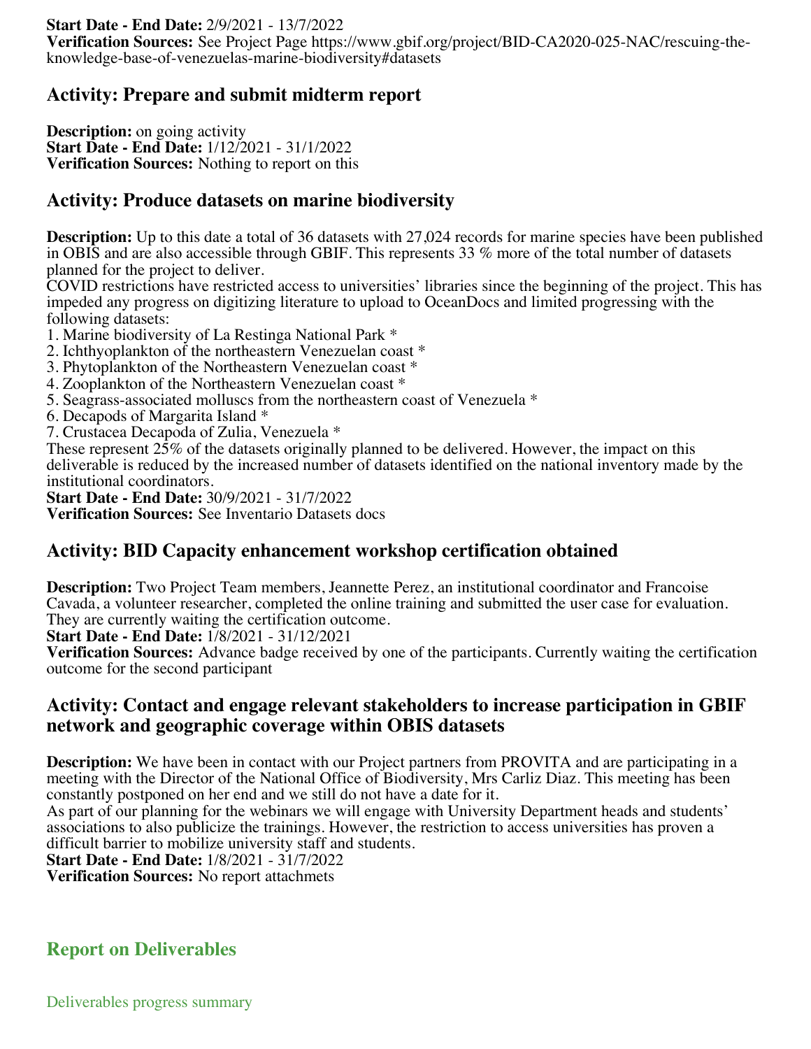**Start Date - End Date:** 2/9/2021 - 13/7/2022
**Verification Sources:** See Project Page https://www.gbif.org/project/BID-CA2020-025-NAC/rescuing-the-knowledge-base-of-venezuelas-marine-biodiversity#datasets

## Activity: Prepare and submit midterm report

**Description:** on going activity
**Start Date - End Date:** 1/12/2021 - 31/1/2022
**Verification Sources:** Nothing to report on this

## Activity: Produce datasets on marine biodiversity

**Description:** Up to this date a total of 36 datasets with 27,024 records for marine species have been published in OBIS and are also accessible through GBIF. This represents 33 % more of the total number of datasets planned for the project to deliver.
COVID restrictions have restricted access to universities' libraries since the beginning of the project. This has impeded any progress on digitizing literature to upload to OceanDocs and limited progressing with the following datasets:
1. Marine biodiversity of La Restinga National Park *
2. Ichthyoplankton of the northeastern Venezuelan coast *
3. Phytoplankton of the Northeastern Venezuelan coast *
4. Zooplankton of the Northeastern Venezuelan coast *
5. Seagrass-associated molluscs from the northeastern coast of Venezuela *
6. Decapods of Margarita Island *
7. Crustacea Decapoda of Zulia, Venezuela *

These represent 25% of the datasets originally planned to be delivered. However, the impact on this deliverable is reduced by the increased number of datasets identified on the national inventory made by the institutional coordinators.
**Start Date - End Date:** 30/9/2021 - 31/7/2022
**Verification Sources:** See Inventario Datasets docs

## Activity: BID Capacity enhancement workshop certification obtained

**Description:** Two Project Team members, Jeannette Perez, an institutional coordinator and Francoise Cavada, a volunteer researcher, completed the online training and submitted the user case for evaluation. They are currently waiting the certification outcome.
**Start Date - End Date:** 1/8/2021 - 31/12/2021
**Verification Sources:** Advance badge received by one of the participants. Currently waiting the certification outcome for the second participant

## Activity: Contact and engage relevant stakeholders to increase participation in GBIF network and geographic coverage within OBIS datasets

**Description:** We have been in contact with our Project partners from PROVITA and are participating in a meeting with the Director of the National Office of Biodiversity, Mrs Carliz Diaz. This meeting has been constantly postponed on her end and we still do not have a date for it.
As part of our planning for the webinars we will engage with University Department heads and students' associations to also publicize the trainings. However, the restriction to access universities has proven a difficult barrier to mobilize university staff and students.
**Start Date - End Date:** 1/8/2021 - 31/7/2022
**Verification Sources:** No report attachmets

# Report on Deliverables

Deliverables progress summary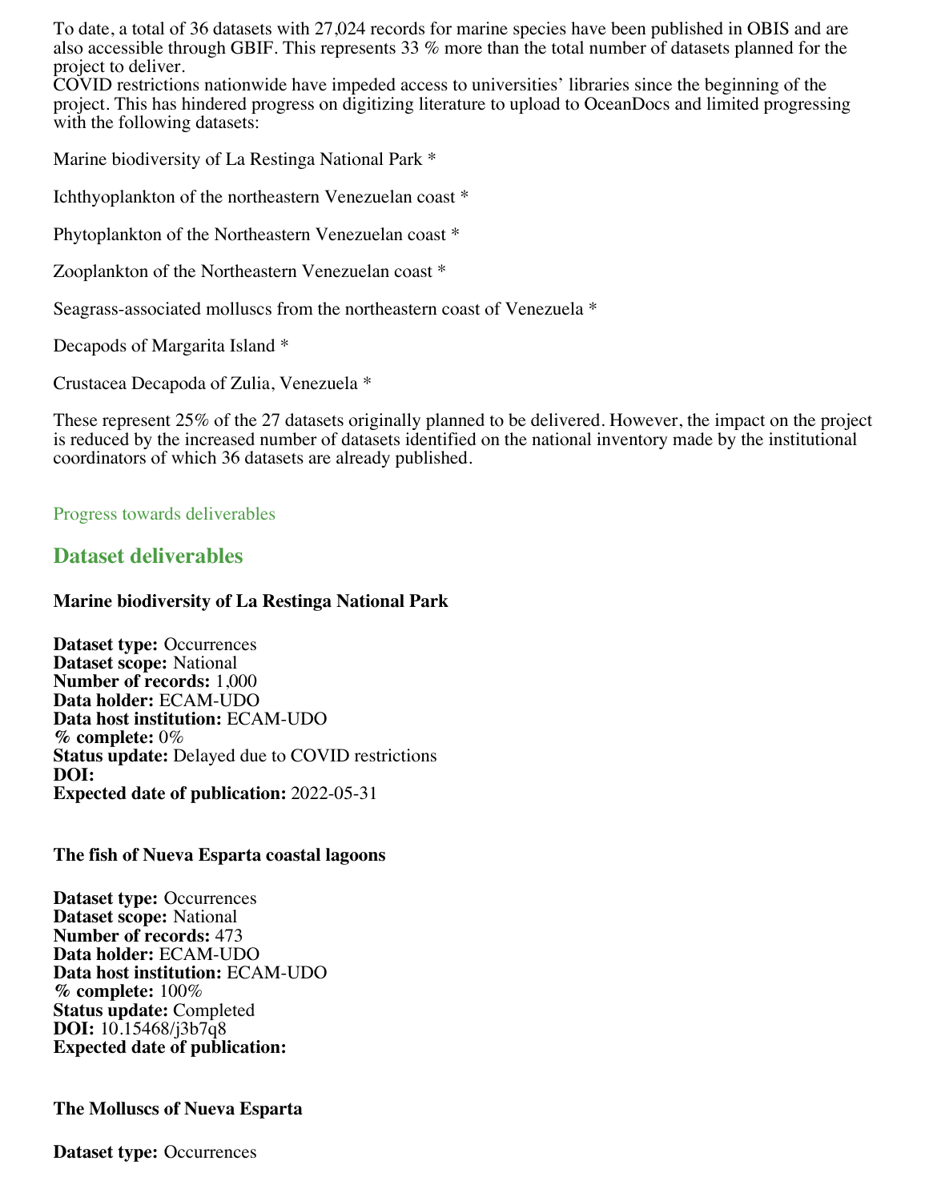To date, a total of 36 datasets with 27,024 records for marine species have been published in OBIS and are also accessible through GBIF. This represents 33 % more than the total number of datasets planned for the project to deliver.
COVID restrictions nationwide have impeded access to universities' libraries since the beginning of the project. This has hindered progress on digitizing literature to upload to OceanDocs and limited progressing with the following datasets:

Marine biodiversity of La Restinga National Park *

Ichthyoplankton of the northeastern Venezuelan coast *

Phytoplankton of the Northeastern Venezuelan coast *

Zooplankton of the Northeastern Venezuelan coast *

Seagrass-associated molluscs from the northeastern coast of Venezuela *

Decapods of Margarita Island *

Crustacea Decapoda of Zulia, Venezuela *

These represent 25% of the 27 datasets originally planned to be delivered. However, the impact on the project is reduced by the increased number of datasets identified on the national inventory made by the institutional coordinators of which 36 datasets are already published.

Progress towards deliverables

## Dataset deliverables

### Marine biodiversity of La Restinga National Park

**Dataset type:** Occurrences
**Dataset scope:** National
**Number of records:** 1,000
**Data holder:** ECAM-UDO
**Data host institution:** ECAM-UDO
**% complete:** 0%
**Status update:** Delayed due to COVID restrictions
**DOI:**
**Expected date of publication:** 2022-05-31

### The fish of Nueva Esparta coastal lagoons

**Dataset type:** Occurrences
**Dataset scope:** National
**Number of records:** 473
**Data holder:** ECAM-UDO
**Data host institution:** ECAM-UDO
**% complete:** 100%
**Status update:** Completed
**DOI:** 10.15468/j3b7q8
**Expected date of publication:**

### The Molluscs of Nueva Esparta

**Dataset type:** Occurrences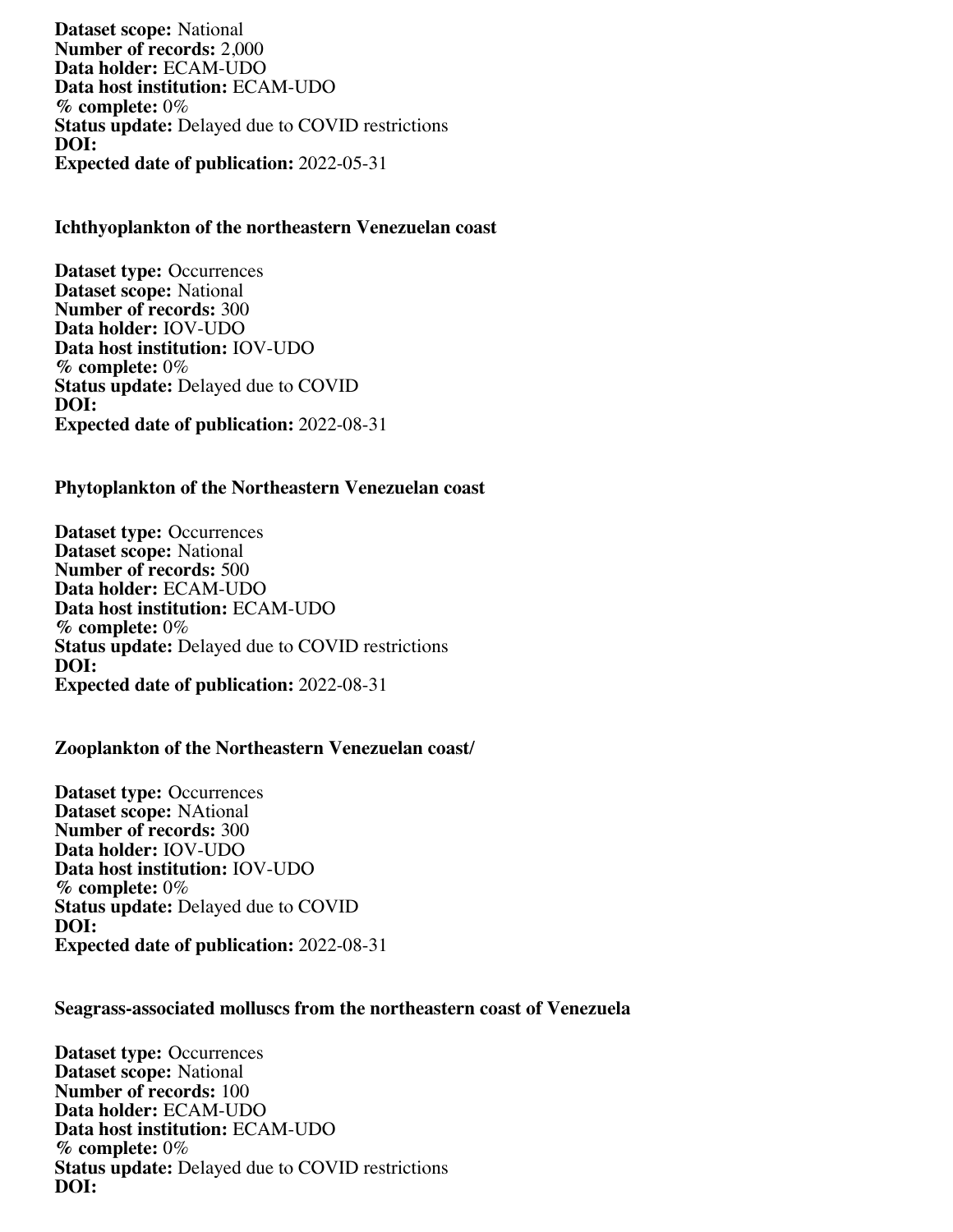**Dataset scope:** National
**Number of records:** 2,000
**Data holder:** ECAM-UDO
**Data host institution:** ECAM-UDO
**% complete:** 0%
**Status update:** Delayed due to COVID restrictions
**DOI:**
**Expected date of publication:** 2022-05-31

### Ichthyoplankton of the northeastern Venezuelan coast

**Dataset type:** Occurrences
**Dataset scope:** National
**Number of records:** 300
**Data holder:** IOV-UDO
**Data host institution:** IOV-UDO
**% complete:** 0%
**Status update:** Delayed due to COVID
**DOI:**
**Expected date of publication:** 2022-08-31

### Phytoplankton of the Northeastern Venezuelan coast

**Dataset type:** Occurrences
**Dataset scope:** National
**Number of records:** 500
**Data holder:** ECAM-UDO
**Data host institution:** ECAM-UDO
**% complete:** 0%
**Status update:** Delayed due to COVID restrictions
**DOI:**
**Expected date of publication:** 2022-08-31

### Zooplankton of the Northeastern Venezuelan coast/

**Dataset type:** Occurrences
**Dataset scope:** NAtional
**Number of records:** 300
**Data holder:** IOV-UDO
**Data host institution:** IOV-UDO
**% complete:** 0%
**Status update:** Delayed due to COVID
**DOI:**
**Expected date of publication:** 2022-08-31

### Seagrass-associated molluscs from the northeastern coast of Venezuela

**Dataset type:** Occurrences
**Dataset scope:** National
**Number of records:** 100
**Data holder:** ECAM-UDO
**Data host institution:** ECAM-UDO
**% complete:** 0%
**Status update:** Delayed due to COVID restrictions
**DOI:**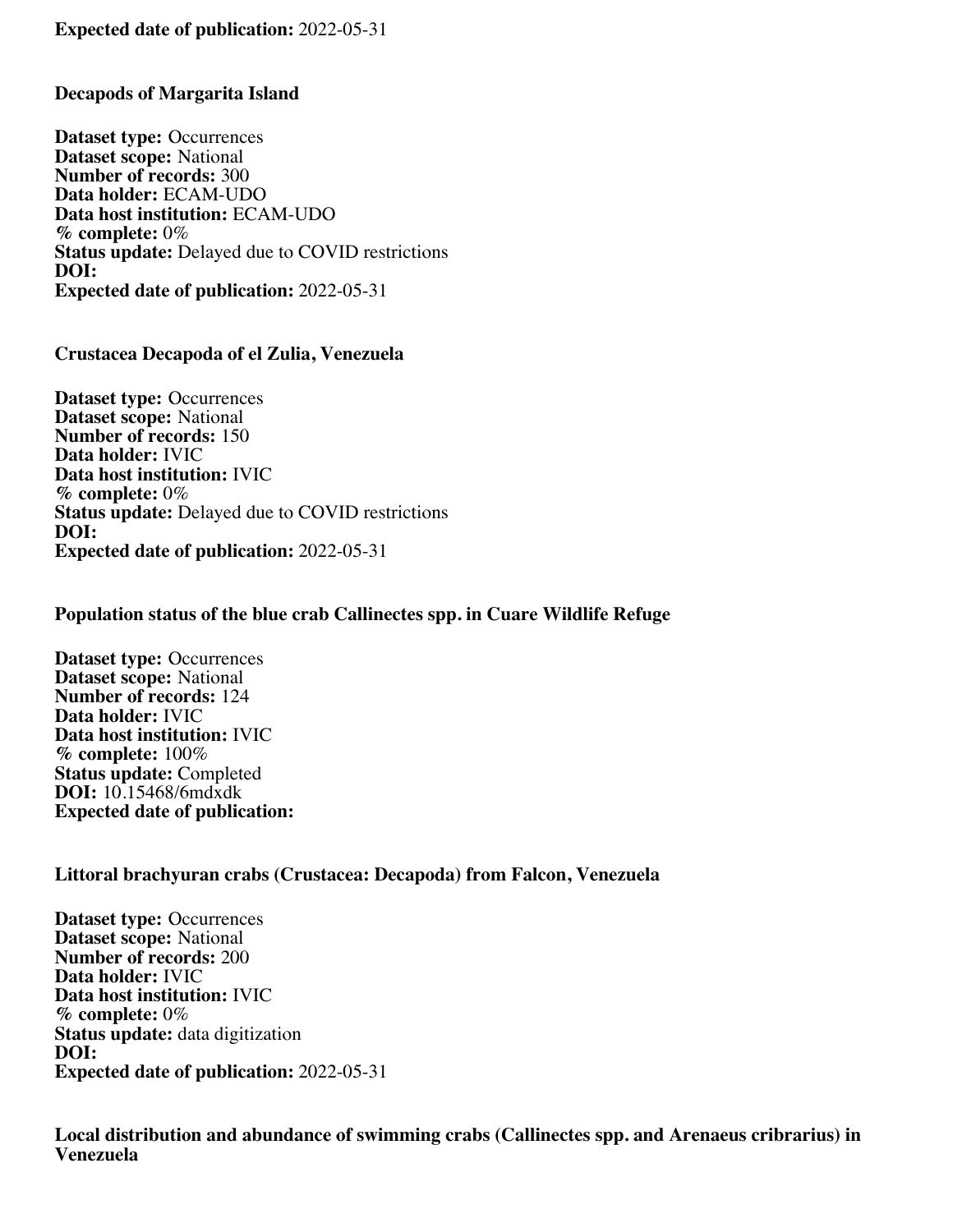**Expected date of publication:** 2022-05-31

### Decapods of Margarita Island

**Dataset type:** Occurrences
**Dataset scope:** National
**Number of records:** 300
**Data holder:** ECAM-UDO
**Data host institution:** ECAM-UDO
**% complete:** 0%
**Status update:** Delayed due to COVID restrictions
**DOI:**
**Expected date of publication:** 2022-05-31

### Crustacea Decapoda of el Zulia, Venezuela

**Dataset type:** Occurrences
**Dataset scope:** National
**Number of records:** 150
**Data holder:** IVIC
**Data host institution:** IVIC
**% complete:** 0%
**Status update:** Delayed due to COVID restrictions
**DOI:**
**Expected date of publication:** 2022-05-31

### Population status of the blue crab Callinectes spp. in Cuare Wildlife Refuge

**Dataset type:** Occurrences
**Dataset scope:** National
**Number of records:** 124
**Data holder:** IVIC
**Data host institution:** IVIC
**% complete:** 100%
**Status update:** Completed
**DOI:** 10.15468/6mdxdk
**Expected date of publication:**

### Littoral brachyuran crabs (Crustacea: Decapoda) from Falcon, Venezuela

**Dataset type:** Occurrences
**Dataset scope:** National
**Number of records:** 200
**Data holder:** IVIC
**Data host institution:** IVIC
**% complete:** 0%
**Status update:** data digitization
**DOI:**
**Expected date of publication:** 2022-05-31

### Local distribution and abundance of swimming crabs (Callinectes spp. and Arenaeus cribrarius) in Venezuela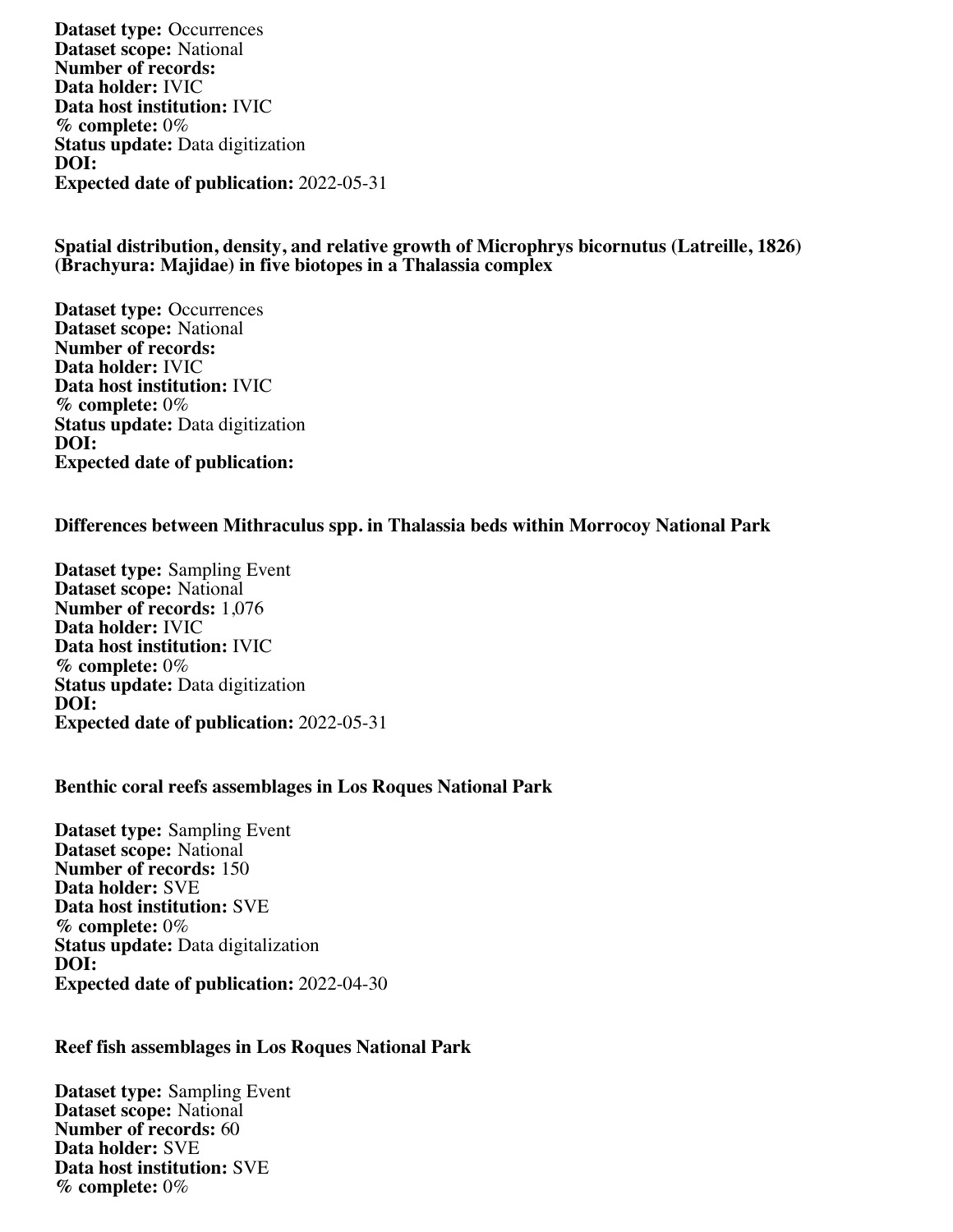**Dataset type:** Occurrences
**Dataset scope:** National
**Number of records:**
**Data holder:** IVIC
**Data host institution:** IVIC
**% complete:** 0%
**Status update:** Data digitization
**DOI:**
**Expected date of publication:** 2022-05-31

### Spatial distribution, density, and relative growth of Microphrys bicornutus (Latreille, 1826) (Brachyura: Majidae) in five biotopes in a Thalassia complex

**Dataset type:** Occurrences
**Dataset scope:** National
**Number of records:**
**Data holder:** IVIC
**Data host institution:** IVIC
**% complete:** 0%
**Status update:** Data digitization
**DOI:**
**Expected date of publication:**

### Differences between Mithraculus spp. in Thalassia beds within Morrocoy National Park

**Dataset type:** Sampling Event
**Dataset scope:** National
**Number of records:** 1,076
**Data holder:** IVIC
**Data host institution:** IVIC
**% complete:** 0%
**Status update:** Data digitization
**DOI:**
**Expected date of publication:** 2022-05-31

### Benthic coral reefs assemblages in Los Roques National Park

**Dataset type:** Sampling Event
**Dataset scope:** National
**Number of records:** 150
**Data holder:** SVE
**Data host institution:** SVE
**% complete:** 0%
**Status update:** Data digitalization
**DOI:**
**Expected date of publication:** 2022-04-30

### Reef fish assemblages in Los Roques National Park

**Dataset type:** Sampling Event
**Dataset scope:** National
**Number of records:** 60
**Data holder:** SVE
**Data host institution:** SVE
**% complete:** 0%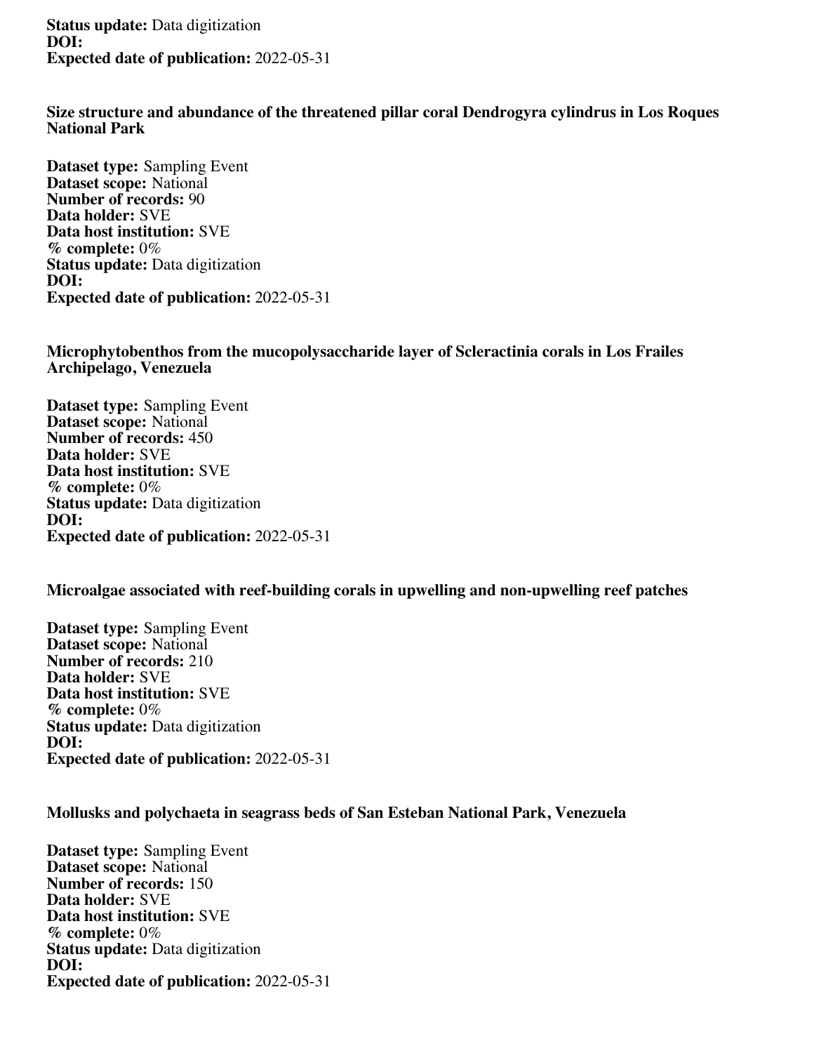**Status update:** Data digitization
**DOI:**
**Expected date of publication:** 2022-05-31

### Size structure and abundance of the threatened pillar coral Dendrogyra cylindrus in Los Roques National Park

**Dataset type:** Sampling Event
**Dataset scope:** National
**Number of records:** 90
**Data holder:** SVE
**Data host institution:** SVE
**% complete:** 0%
**Status update:** Data digitization
**DOI:**
**Expected date of publication:** 2022-05-31

### Microphytobenthos from the mucopolysaccharide layer of Scleractinia corals in Los Frailes Archipelago, Venezuela

**Dataset type:** Sampling Event
**Dataset scope:** National
**Number of records:** 450
**Data holder:** SVE
**Data host institution:** SVE
**% complete:** 0%
**Status update:** Data digitization
**DOI:**
**Expected date of publication:** 2022-05-31

### Microalgae associated with reef-building corals in upwelling and non-upwelling reef patches

**Dataset type:** Sampling Event
**Dataset scope:** National
**Number of records:** 210
**Data holder:** SVE
**Data host institution:** SVE
**% complete:** 0%
**Status update:** Data digitization
**DOI:**
**Expected date of publication:** 2022-05-31

### Mollusks and polychaeta in seagrass beds of San Esteban National Park, Venezuela

**Dataset type:** Sampling Event
**Dataset scope:** National
**Number of records:** 150
**Data holder:** SVE
**Data host institution:** SVE
**% complete:** 0%
**Status update:** Data digitization
**DOI:**
**Expected date of publication:** 2022-05-31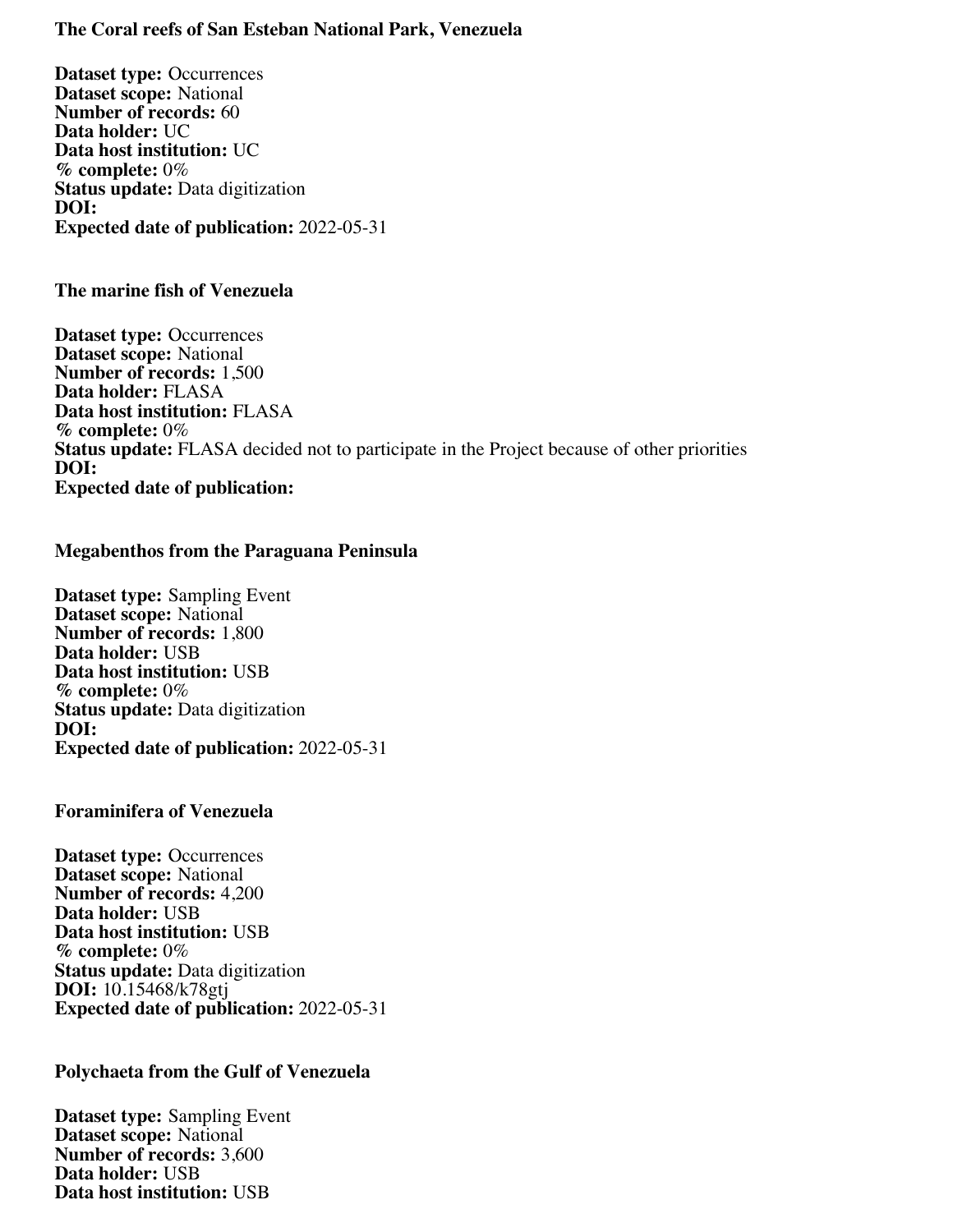### The Coral reefs of San Esteban National Park, Venezuela

**Dataset type:** Occurrences
**Dataset scope:** National
**Number of records:** 60
**Data holder:** UC
**Data host institution:** UC
**% complete:** 0%
**Status update:** Data digitization
**DOI:**
**Expected date of publication:** 2022-05-31

### The marine fish of Venezuela

**Dataset type:** Occurrences
**Dataset scope:** National
**Number of records:** 1,500
**Data holder:** FLASA
**Data host institution:** FLASA
**% complete:** 0%
**Status update:** FLASA decided not to participate in the Project because of other priorities
**DOI:**
**Expected date of publication:**

### Megabenthos from the Paraguana Peninsula

**Dataset type:** Sampling Event
**Dataset scope:** National
**Number of records:** 1,800
**Data holder:** USB
**Data host institution:** USB
**% complete:** 0%
**Status update:** Data digitization
**DOI:**
**Expected date of publication:** 2022-05-31

### Foraminifera of Venezuela

**Dataset type:** Occurrences
**Dataset scope:** National
**Number of records:** 4,200
**Data holder:** USB
**Data host institution:** USB
**% complete:** 0%
**Status update:** Data digitization
**DOI:** 10.15468/k78gtj
**Expected date of publication:** 2022-05-31

### Polychaeta from the Gulf of Venezuela

**Dataset type:** Sampling Event
**Dataset scope:** National
**Number of records:** 3,600
**Data holder:** USB
**Data host institution:** USB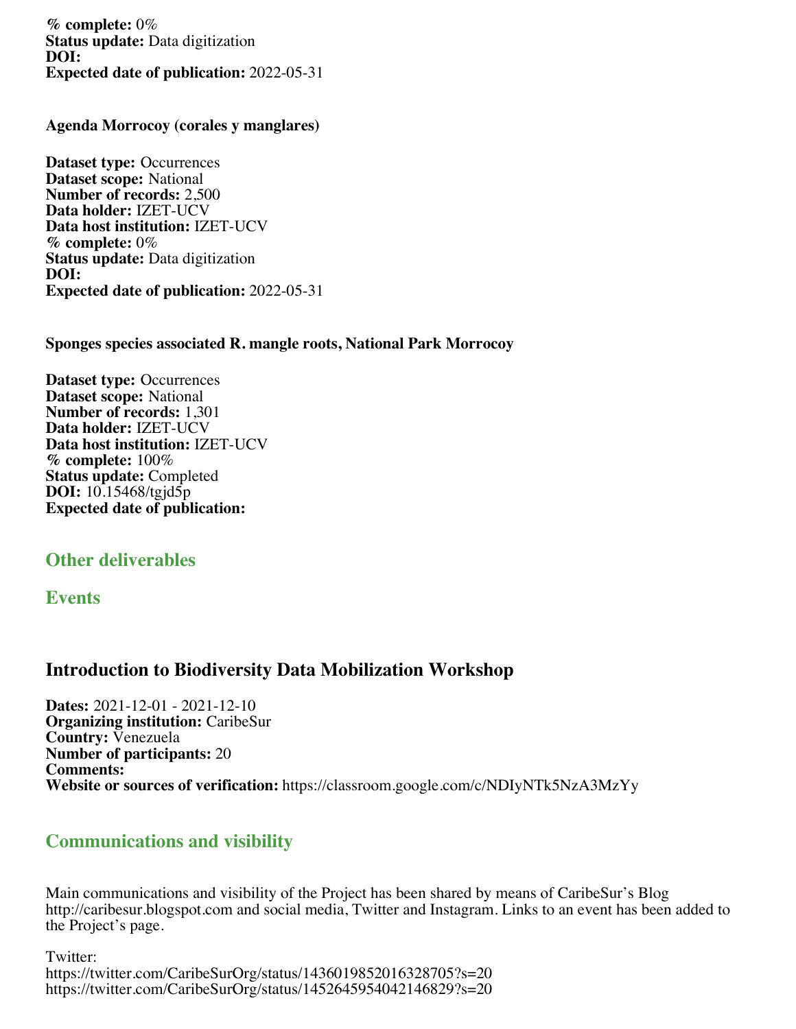**% complete:** 0%
**Status update:** Data digitization
**DOI:**
**Expected date of publication:** 2022-05-31

**Agenda Morrocoy (corales y manglares)**

**Dataset type:** Occurrences
**Dataset scope:** National
**Number of records:** 2,500
**Data holder:** IZET-UCV
**Data host institution:** IZET-UCV
**% complete:** 0%
**Status update:** Data digitization
**DOI:**
**Expected date of publication:** 2022-05-31

**Sponges species associated R. mangle roots, National Park Morrocoy**

**Dataset type:** Occurrences
**Dataset scope:** National
**Number of records:** 1,301
**Data holder:** IZET-UCV
**Data host institution:** IZET-UCV
**% complete:** 100%
**Status update:** Completed
**DOI:** 10.15468/tgjd5p
**Expected date of publication:**

## Other deliverables

## Events

# Introduction to Biodiversity Data Mobilization Workshop

**Dates:** 2021-12-01 - 2021-12-10
**Organizing institution:** CaribeSur
**Country:** Venezuela
**Number of participants:** 20
**Comments:**
**Website or sources of verification:** https://classroom.google.com/c/NDIyNTk5NzA3MzYy

## Communications and visibility

Main communications and visibility of the Project has been shared by means of CaribeSur's Blog http://caribesur.blogspot.com and social media, Twitter and Instagram. Links to an event has been added to the Project's page.

Twitter:
https://twitter.com/CaribeSurOrg/status/1436019852016328705?s=20
https://twitter.com/CaribeSurOrg/status/1452645954042146829?s=20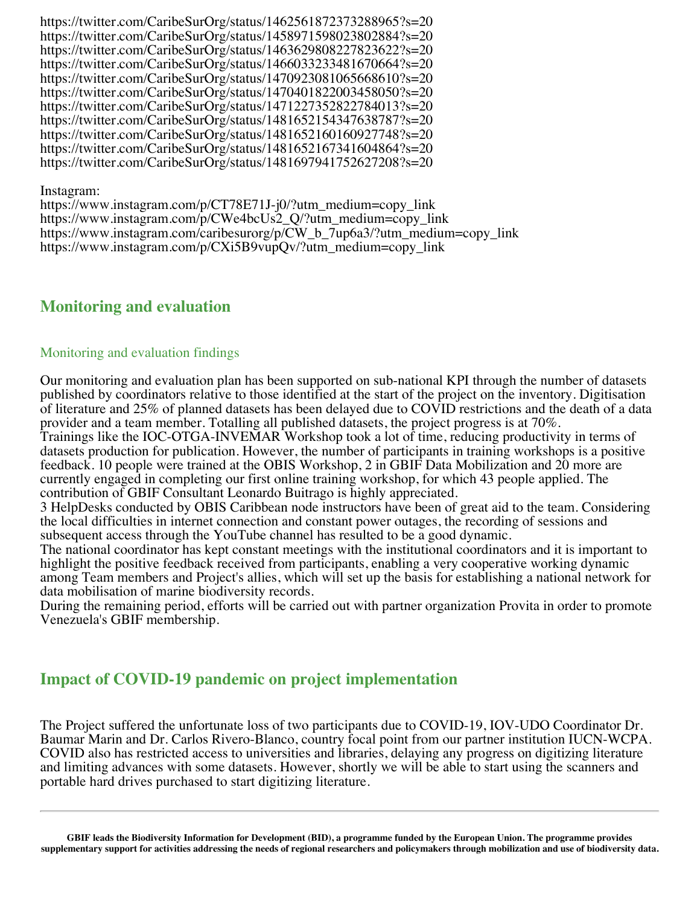https://twitter.com/CaribeSurOrg/status/1462561872373288965?s=20
https://twitter.com/CaribeSurOrg/status/1458971598023802884?s=20
https://twitter.com/CaribeSurOrg/status/1463629808227823622?s=20
https://twitter.com/CaribeSurOrg/status/1466033233481670664?s=20
https://twitter.com/CaribeSurOrg/status/1470923081065668610?s=20
https://twitter.com/CaribeSurOrg/status/1470401822003458050?s=20
https://twitter.com/CaribeSurOrg/status/1471227352822784013?s=20
https://twitter.com/CaribeSurOrg/status/1481652154347638787?s=20
https://twitter.com/CaribeSurOrg/status/1481652160160927748?s=20
https://twitter.com/CaribeSurOrg/status/1481652167341604864?s=20
https://twitter.com/CaribeSurOrg/status/1481697941752627208?s=20

Instagram:
https://www.instagram.com/p/CT78E71J-j0/?utm_medium=copy_link
https://www.instagram.com/p/CWe4bcUs2_Q/?utm_medium=copy_link
https://www.instagram.com/caribesurorg/p/CW_b_7up6a3/?utm_medium=copy_link
https://www.instagram.com/p/CXi5B9vupQv/?utm_medium=copy_link

## Monitoring and evaluation

### Monitoring and evaluation findings

Our monitoring and evaluation plan has been supported on sub-national KPI through the number of datasets published by coordinators relative to those identified at the start of the project on the inventory. Digitisation of literature and 25% of planned datasets has been delayed due to COVID restrictions and the death of a data provider and a team member. Totalling all published datasets, the project progress is at 70%.
Trainings like the IOC-OTGA-INVEMAR Workshop took a lot of time, reducing productivity in terms of datasets production for publication. However, the number of participants in training workshops is a positive feedback. 10 people were trained at the OBIS Workshop, 2 in GBIF Data Mobilization and 20 more are currently engaged in completing our first online training workshop, for which 43 people applied. The contribution of GBIF Consultant Leonardo Buitrago is highly appreciated.
3 HelpDesks conducted by OBIS Caribbean node instructors have been of great aid to the team. Considering the local difficulties in internet connection and constant power outages, the recording of sessions and subsequent access through the YouTube channel has resulted to be a good dynamic.
The national coordinator has kept constant meetings with the institutional coordinators and it is important to highlight the positive feedback received from participants, enabling a very cooperative working dynamic among Team members and Project's allies, which will set up the basis for establishing a national network for data mobilisation of marine biodiversity records.
During the remaining period, efforts will be carried out with partner organization Provita in order to promote Venezuela's GBIF membership.

## Impact of COVID-19 pandemic on project implementation

The Project suffered the unfortunate loss of two participants due to COVID-19, IOV-UDO Coordinator Dr. Baumar Marin and Dr. Carlos Rivero-Blanco, country focal point from our partner institution IUCN-WCPA. COVID also has restricted access to universities and libraries, delaying any progress on digitizing literature and limiting advances with some datasets. However, shortly we will be able to start using the scanners and portable hard drives purchased to start digitizing literature.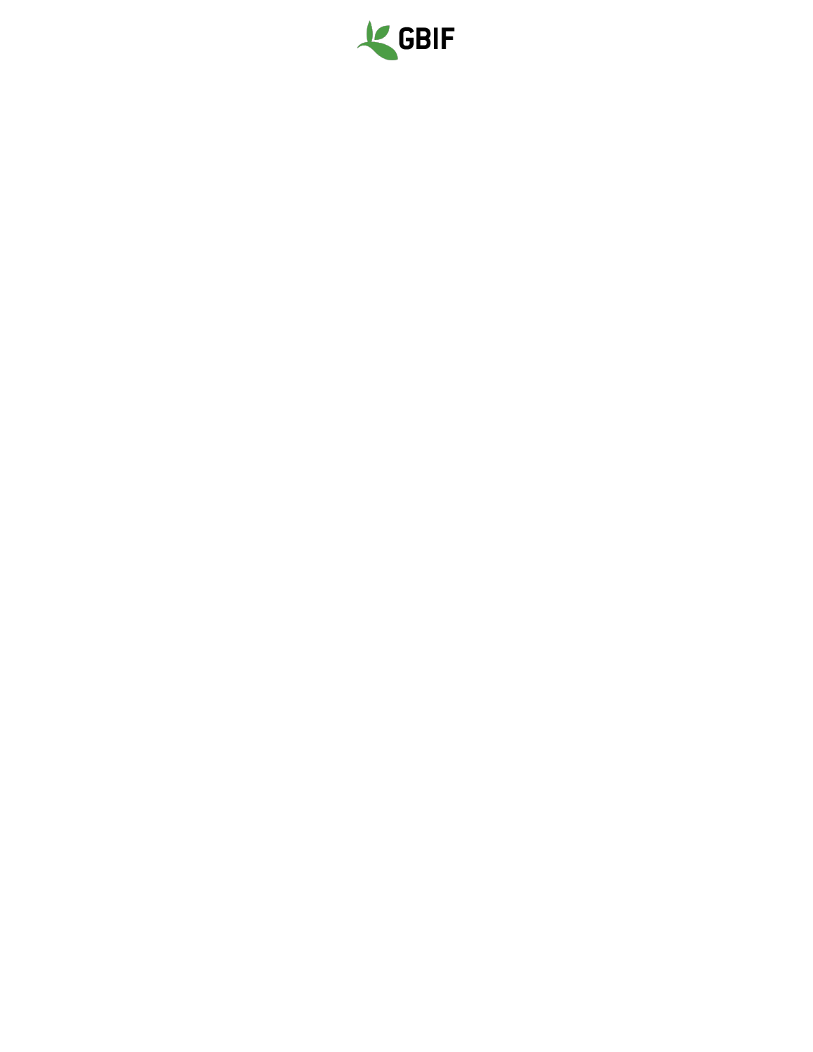GBIF